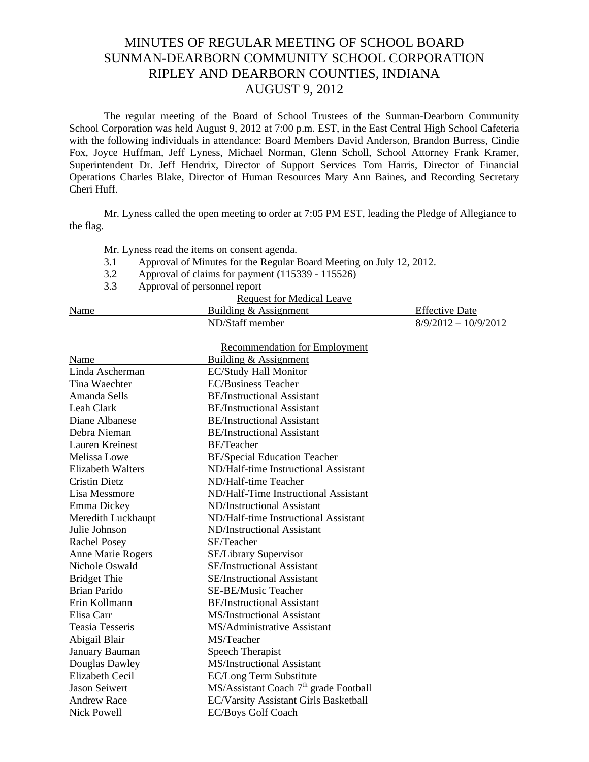# MINUTES OF REGULAR MEETING OF SCHOOL BOARD
# SUNMAN-DEARBORN COMMUNITY SCHOOL CORPORATION
# RIPLEY AND DEARBORN COUNTIES, INDIANA
# AUGUST 9, 2012

The regular meeting of the Board of School Trustees of the Sunman-Dearborn Community School Corporation was held August 9, 2012 at 7:00 p.m. EST, in the East Central High School Cafeteria with the following individuals in attendance: Board Members David Anderson, Brandon Burress, Cindie Fox, Joyce Huffman, Jeff Lyness, Michael Norman, Glenn Scholl, School Attorney Frank Kramer, Superintendent Dr. Jeff Hendrix, Director of Support Services Tom Harris, Director of Financial Operations Charles Blake, Director of Human Resources Mary Ann Baines, and Recording Secretary Cheri Huff.

Mr. Lyness called the open meeting to order at 7:05 PM EST, leading the Pledge of Allegiance to the flag.

Mr. Lyness read the items on consent agenda.

3.1 Approval of Minutes for the Regular Board Meeting on July 12, 2012.

3.2 Approval of claims for payment (115339 - 115526)

3.3 Approval of personnel report

Request for Medical Leave

| Name | Building & Assignment | Effective Date |
|---|---|---|
| | ND/Staff member | 8/9/2012 – 10/9/2012 |

Recommendation for Employment

| Name | Building & Assignment |
|---|---|
| Linda Ascherman | EC/Study Hall Monitor |
| Tina Waechter | EC/Business Teacher |
| Amanda Sells | BE/Instructional Assistant |
| Leah Clark | BE/Instructional Assistant |
| Diane Albanese | BE/Instructional Assistant |
| Debra Nieman | BE/Instructional Assistant |
| Lauren Kreinest | BE/Teacher |
| Melissa Lowe | BE/Special Education Teacher |
| Elizabeth Walters | ND/Half-time Instructional Assistant |
| Cristin Dietz | ND/Half-time Teacher |
| Lisa Messmore | ND/Half-Time Instructional Assistant |
| Emma Dickey | ND/Instructional Assistant |
| Meredith Luckhaupt | ND/Half-time Instructional Assistant |
| Julie Johnson | ND/Instructional Assistant |
| Rachel Posey | SE/Teacher |
| Anne Marie Rogers | SE/Library Supervisor |
| Nichole Oswald | SE/Instructional Assistant |
| Bridget Thie | SE/Instructional Assistant |
| Brian Parido | SE-BE/Music Teacher |
| Erin Kollmann | BE/Instructional Assistant |
| Elisa Carr | MS/Instructional Assistant |
| Teasia Tesseris | MS/Administrative Assistant |
| Abigail Blair | MS/Teacher |
| January Bauman | Speech Therapist |
| Douglas Dawley | MS/Instructional Assistant |
| Elizabeth Cecil | EC/Long Term Substitute |
| Jason Seiwert | MS/Assistant Coach 7th grade Football |
| Andrew Race | EC/Varsity Assistant Girls Basketball |
| Nick Powell | EC/Boys Golf Coach |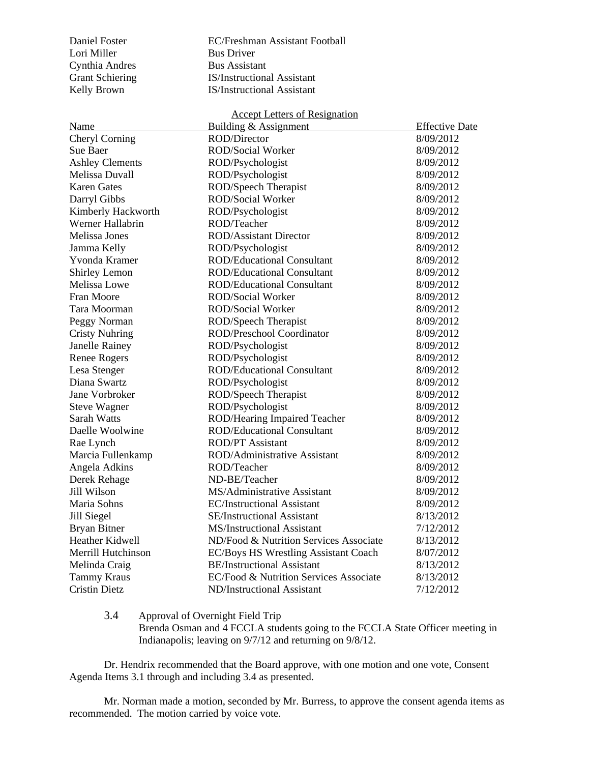| | |
|---|---|
| Daniel Foster | EC/Freshman Assistant Football |
| Lori Miller | Bus Driver |
| Cynthia Andres | Bus Assistant |
| Grant Schiering | IS/Instructional Assistant |
| Kelly Brown | IS/Instructional Assistant |

Accept Letters of Resignation

| Name | Building & Assignment | Effective Date |
|---|---|---|
| Cheryl Corning | ROD/Director | 8/09/2012 |
| Sue Baer | ROD/Social Worker | 8/09/2012 |
| Ashley Clements | ROD/Psychologist | 8/09/2012 |
| Melissa Duvall | ROD/Psychologist | 8/09/2012 |
| Karen Gates | ROD/Speech Therapist | 8/09/2012 |
| Darryl Gibbs | ROD/Social Worker | 8/09/2012 |
| Kimberly Hackworth | ROD/Psychologist | 8/09/2012 |
| Werner Hallabrin | ROD/Teacher | 8/09/2012 |
| Melissa Jones | ROD/Assistant Director | 8/09/2012 |
| Jamma Kelly | ROD/Psychologist | 8/09/2012 |
| Yvonda Kramer | ROD/Educational Consultant | 8/09/2012 |
| Shirley Lemon | ROD/Educational Consultant | 8/09/2012 |
| Melissa Lowe | ROD/Educational Consultant | 8/09/2012 |
| Fran Moore | ROD/Social Worker | 8/09/2012 |
| Tara Moorman | ROD/Social Worker | 8/09/2012 |
| Peggy Norman | ROD/Speech Therapist | 8/09/2012 |
| Cristy Nuhring | ROD/Preschool Coordinator | 8/09/2012 |
| Janelle Rainey | ROD/Psychologist | 8/09/2012 |
| Renee Rogers | ROD/Psychologist | 8/09/2012 |
| Lesa Stenger | ROD/Educational Consultant | 8/09/2012 |
| Diana Swartz | ROD/Psychologist | 8/09/2012 |
| Jane Vorbroker | ROD/Speech Therapist | 8/09/2012 |
| Steve Wagner | ROD/Psychologist | 8/09/2012 |
| Sarah Watts | ROD/Hearing Impaired Teacher | 8/09/2012 |
| Daelle Woolwine | ROD/Educational Consultant | 8/09/2012 |
| Rae Lynch | ROD/PT Assistant | 8/09/2012 |
| Marcia Fullenkamp | ROD/Administrative Assistant | 8/09/2012 |
| Angela Adkins | ROD/Teacher | 8/09/2012 |
| Derek Rehage | ND-BE/Teacher | 8/09/2012 |
| Jill Wilson | MS/Administrative Assistant | 8/09/2012 |
| Maria Sohns | EC/Instructional Assistant | 8/09/2012 |
| Jill Siegel | SE/Instructional Assistant | 8/13/2012 |
| Bryan Bitner | MS/Instructional Assistant | 7/12/2012 |
| Heather Kidwell | ND/Food & Nutrition Services Associate | 8/13/2012 |
| Merrill Hutchinson | EC/Boys HS Wrestling Assistant Coach | 8/07/2012 |
| Melinda Craig | BE/Instructional Assistant | 8/13/2012 |
| Tammy Kraus | EC/Food & Nutrition Services Associate | 8/13/2012 |
| Cristin Dietz | ND/Instructional Assistant | 7/12/2012 |

3.4 Approval of Overnight Field Trip
Brenda Osman and 4 FCCLA students going to the FCCLA State Officer meeting in Indianapolis; leaving on 9/7/12 and returning on 9/8/12.

Dr. Hendrix recommended that the Board approve, with one motion and one vote, Consent Agenda Items 3.1 through and including 3.4 as presented.

Mr. Norman made a motion, seconded by Mr. Burress, to approve the consent agenda items as recommended. The motion carried by voice vote.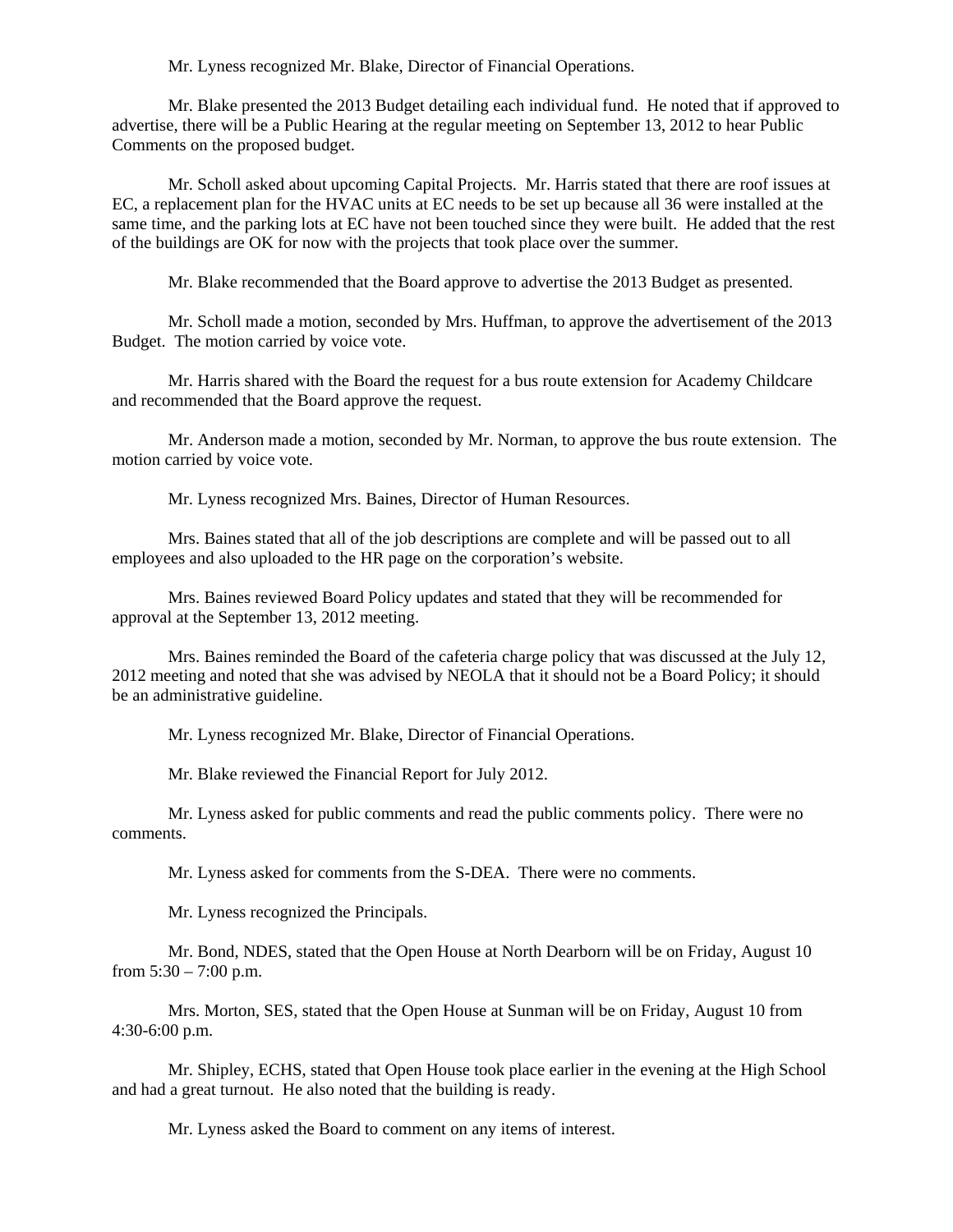Mr. Lyness recognized Mr. Blake, Director of Financial Operations.

Mr. Blake presented the 2013 Budget detailing each individual fund. He noted that if approved to advertise, there will be a Public Hearing at the regular meeting on September 13, 2012 to hear Public Comments on the proposed budget.

Mr. Scholl asked about upcoming Capital Projects. Mr. Harris stated that there are roof issues at EC, a replacement plan for the HVAC units at EC needs to be set up because all 36 were installed at the same time, and the parking lots at EC have not been touched since they were built. He added that the rest of the buildings are OK for now with the projects that took place over the summer.

Mr. Blake recommended that the Board approve to advertise the 2013 Budget as presented.

Mr. Scholl made a motion, seconded by Mrs. Huffman, to approve the advertisement of the 2013 Budget. The motion carried by voice vote.

Mr. Harris shared with the Board the request for a bus route extension for Academy Childcare and recommended that the Board approve the request.

Mr. Anderson made a motion, seconded by Mr. Norman, to approve the bus route extension. The motion carried by voice vote.

Mr. Lyness recognized Mrs. Baines, Director of Human Resources.

Mrs. Baines stated that all of the job descriptions are complete and will be passed out to all employees and also uploaded to the HR page on the corporation's website.

Mrs. Baines reviewed Board Policy updates and stated that they will be recommended for approval at the September 13, 2012 meeting.

Mrs. Baines reminded the Board of the cafeteria charge policy that was discussed at the July 12, 2012 meeting and noted that she was advised by NEOLA that it should not be a Board Policy; it should be an administrative guideline.

Mr. Lyness recognized Mr. Blake, Director of Financial Operations.

Mr. Blake reviewed the Financial Report for July 2012.

Mr. Lyness asked for public comments and read the public comments policy. There were no comments.

Mr. Lyness asked for comments from the S-DEA. There were no comments.

Mr. Lyness recognized the Principals.

Mr. Bond, NDES, stated that the Open House at North Dearborn will be on Friday, August 10 from 5:30 – 7:00 p.m.

Mrs. Morton, SES, stated that the Open House at Sunman will be on Friday, August 10 from 4:30-6:00 p.m.

Mr. Shipley, ECHS, stated that Open House took place earlier in the evening at the High School and had a great turnout. He also noted that the building is ready.

Mr. Lyness asked the Board to comment on any items of interest.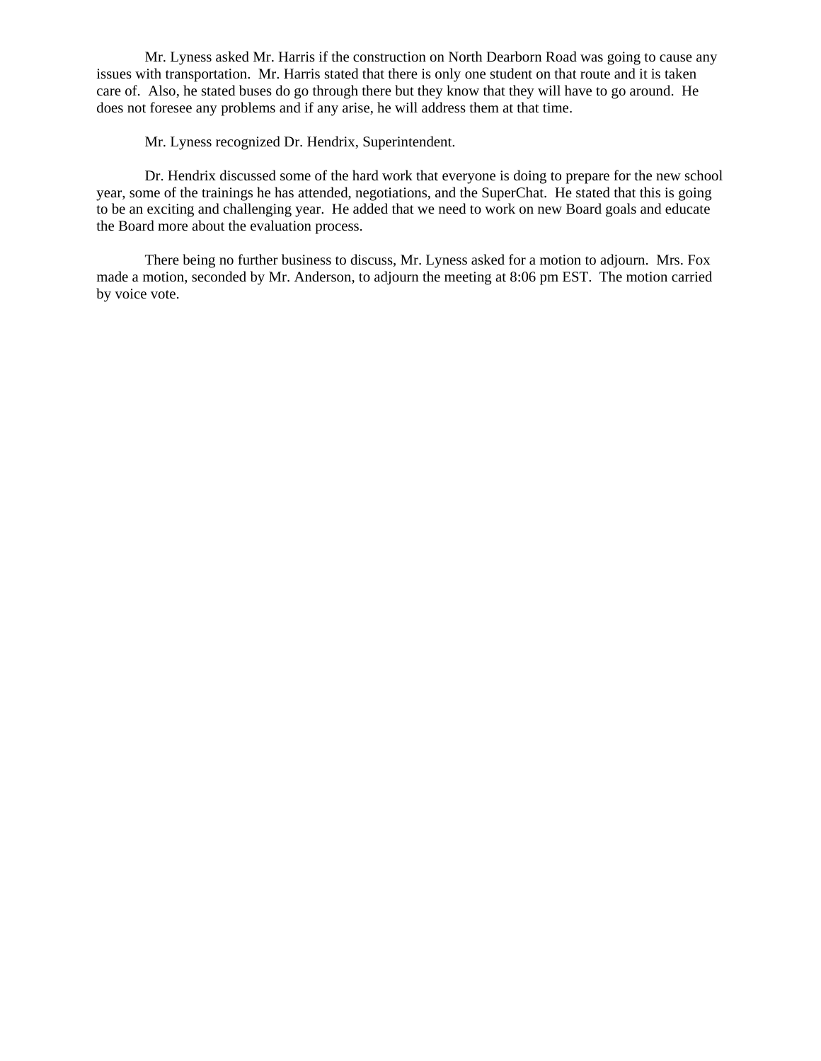Mr. Lyness asked Mr. Harris if the construction on North Dearborn Road was going to cause any issues with transportation. Mr. Harris stated that there is only one student on that route and it is taken care of. Also, he stated buses do go through there but they know that they will have to go around. He does not foresee any problems and if any arise, he will address them at that time.

Mr. Lyness recognized Dr. Hendrix, Superintendent.

Dr. Hendrix discussed some of the hard work that everyone is doing to prepare for the new school year, some of the trainings he has attended, negotiations, and the SuperChat. He stated that this is going to be an exciting and challenging year. He added that we need to work on new Board goals and educate the Board more about the evaluation process.

There being no further business to discuss, Mr. Lyness asked for a motion to adjourn. Mrs. Fox made a motion, seconded by Mr. Anderson, to adjourn the meeting at 8:06 pm EST. The motion carried by voice vote.